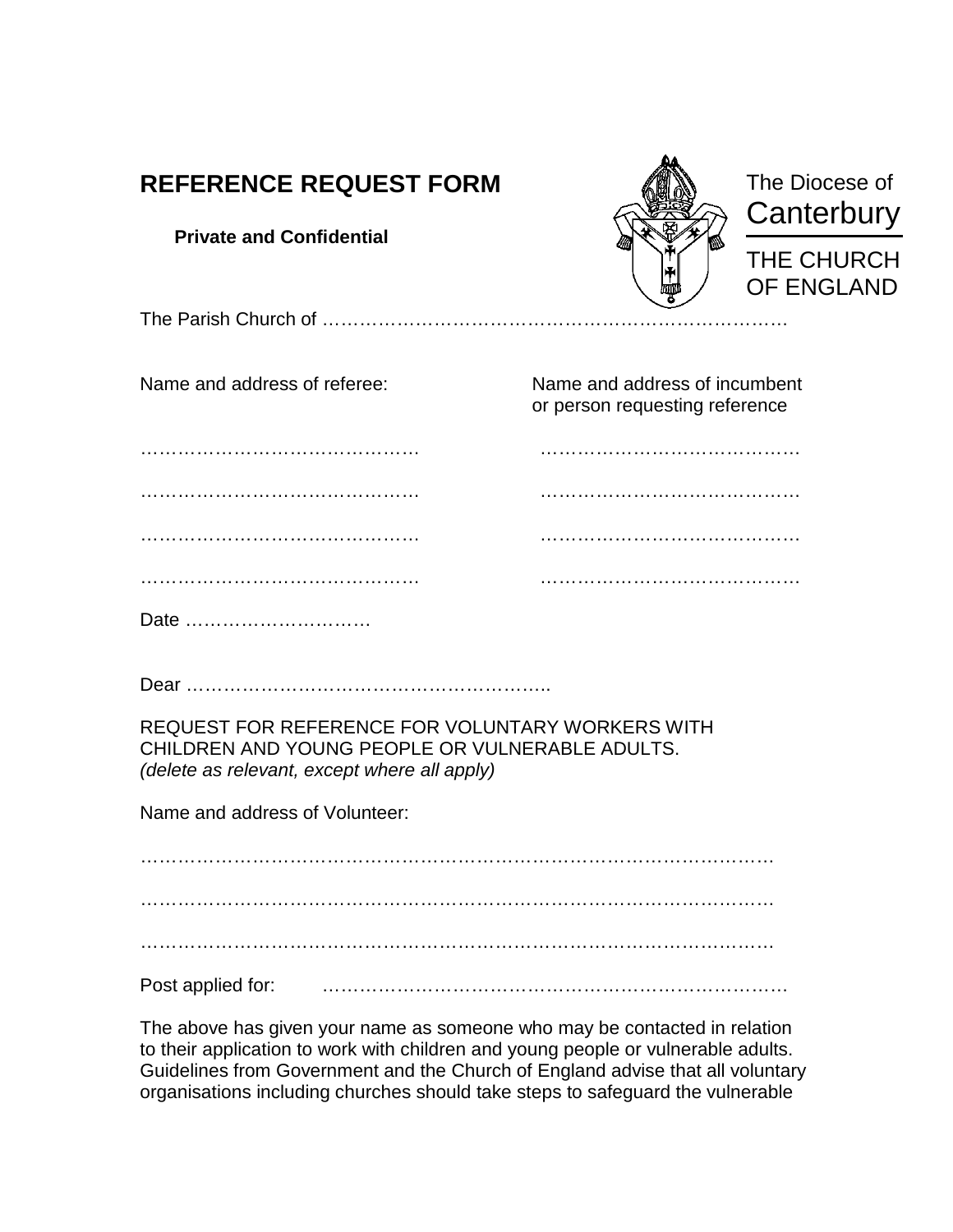# REFERENCE REQUEST FORM

**Private and Confidential**

The Diocese of Canterbury

THE CHURCH OF ENGLAND

The Parish Church of …………………………………………………………………

Name and address of referee:

…………………………………….

…………………………………….

…………………………………….

…………………………………….

Name and address of incumbent or person requesting reference

………………………………….

………………………………….

………………………………….

………………………………….

Date …………………………

Dear …………………………………………………..

REQUEST FOR REFERENCE FOR VOLUNTARY WORKERS WITH CHILDREN AND YOUNG PEOPLE OR VULNERABLE ADULTS.
*(delete as relevant, except where all apply)*

Name and address of Volunteer:

………………………………………………………………………………………

………………………………………………………………………………………

………………………………………………………………………………………

Post applied for: ………………………………………………………………

The above has given your name as someone who may be contacted in relation to their application to work with children and young people or vulnerable adults. Guidelines from Government and the Church of England advise that all voluntary organisations including churches should take steps to safeguard the vulnerable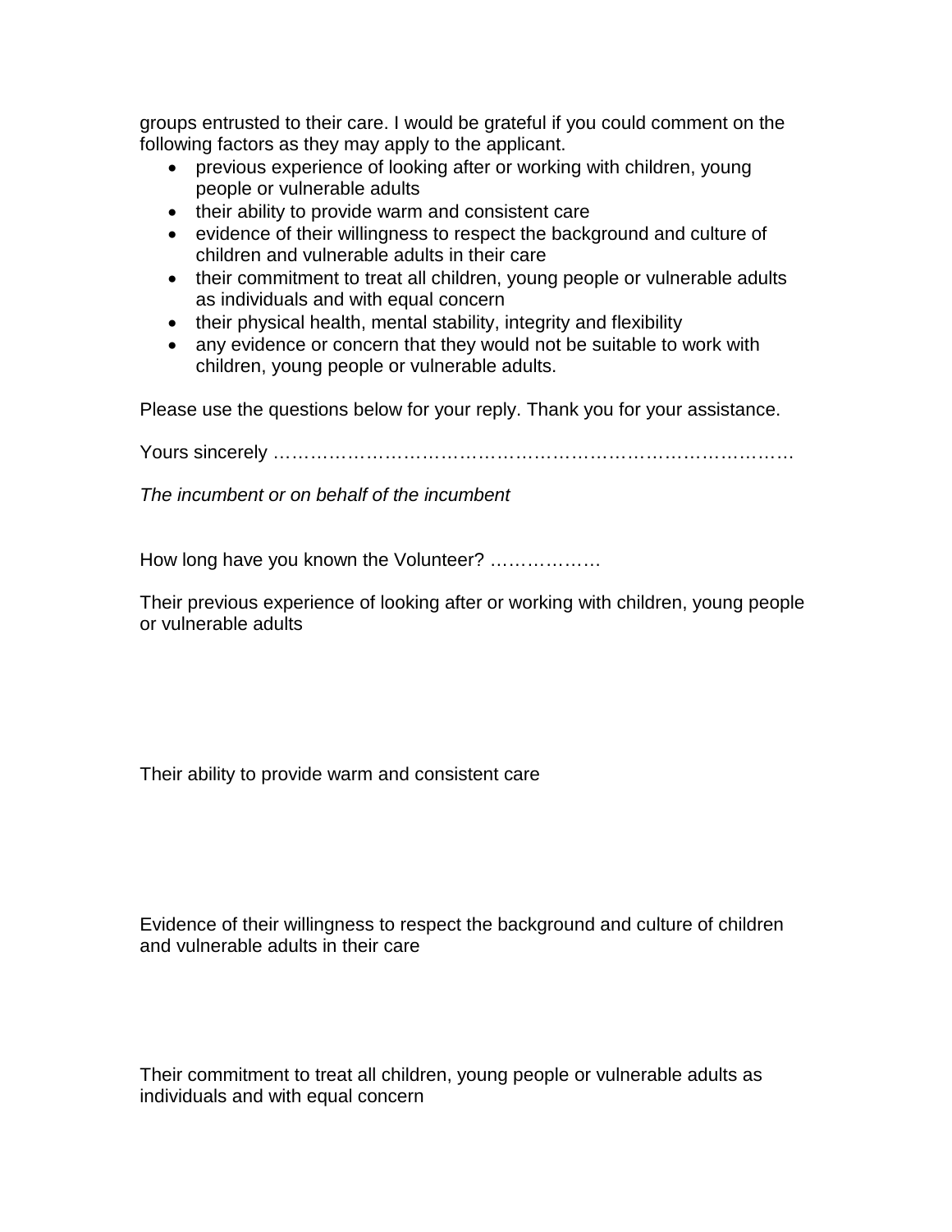groups entrusted to their care. I would be grateful if you could comment on the following factors as they may apply to the applicant.

- previous experience of looking after or working with children, young people or vulnerable adults
- their ability to provide warm and consistent care
- evidence of their willingness to respect the background and culture of children and vulnerable adults in their care
- their commitment to treat all children, young people or vulnerable adults as individuals and with equal concern
- their physical health, mental stability, integrity and flexibility
- any evidence or concern that they would not be suitable to work with children, young people or vulnerable adults.

Please use the questions below for your reply. Thank you for your assistance.

Yours sincerely …………………………………………………………………………

*The incumbent or on behalf of the incumbent*

How long have you known the Volunteer? ………………

Their previous experience of looking after or working with children, young people or vulnerable adults

Their ability to provide warm and consistent care

Evidence of their willingness to respect the background and culture of children and vulnerable adults in their care

Their commitment to treat all children, young people or vulnerable adults as individuals and with equal concern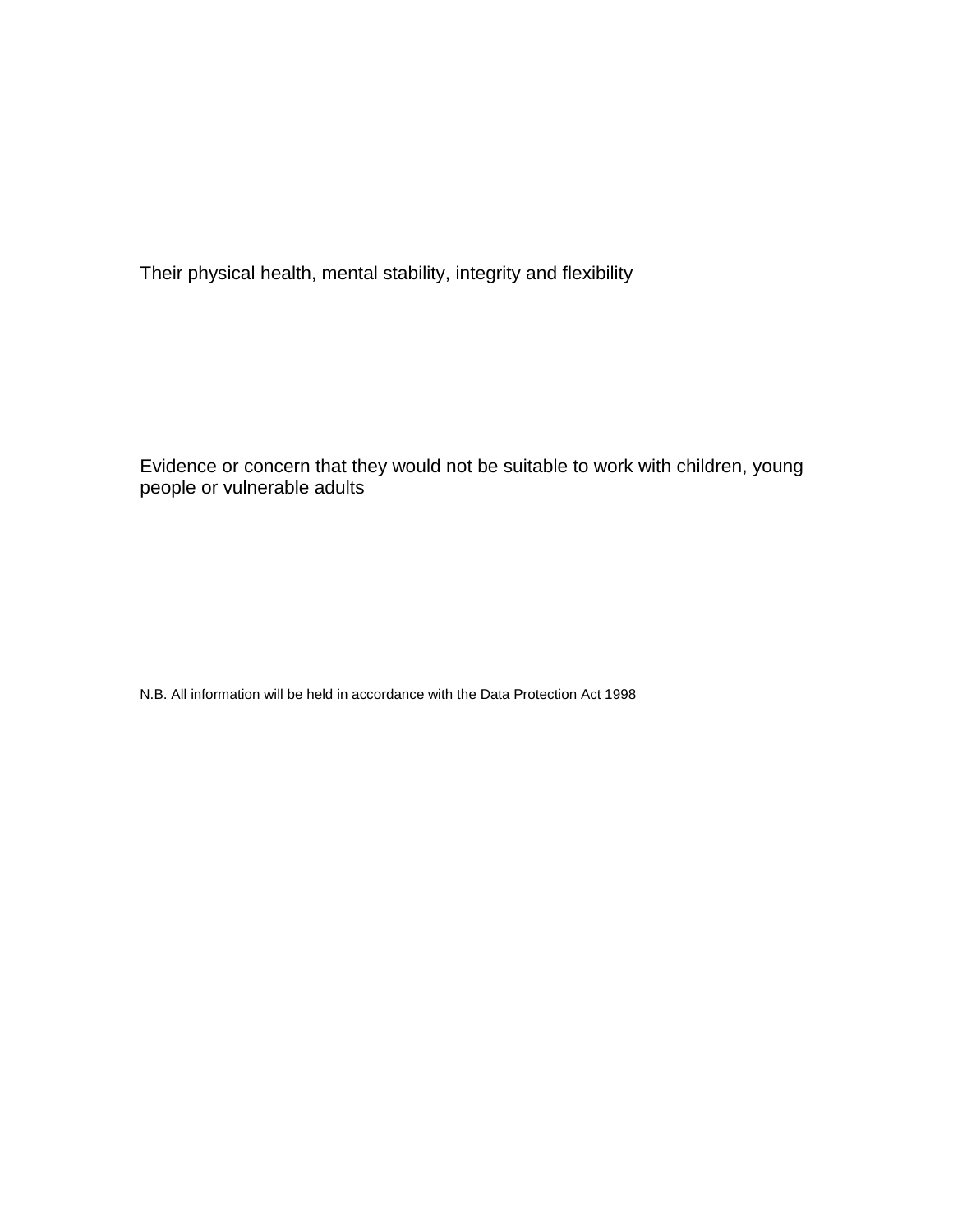Their physical health, mental stability, integrity and flexibility

Evidence or concern that they would not be suitable to work with children, young people or vulnerable adults

N.B. All information will be held in accordance with the Data Protection Act 1998